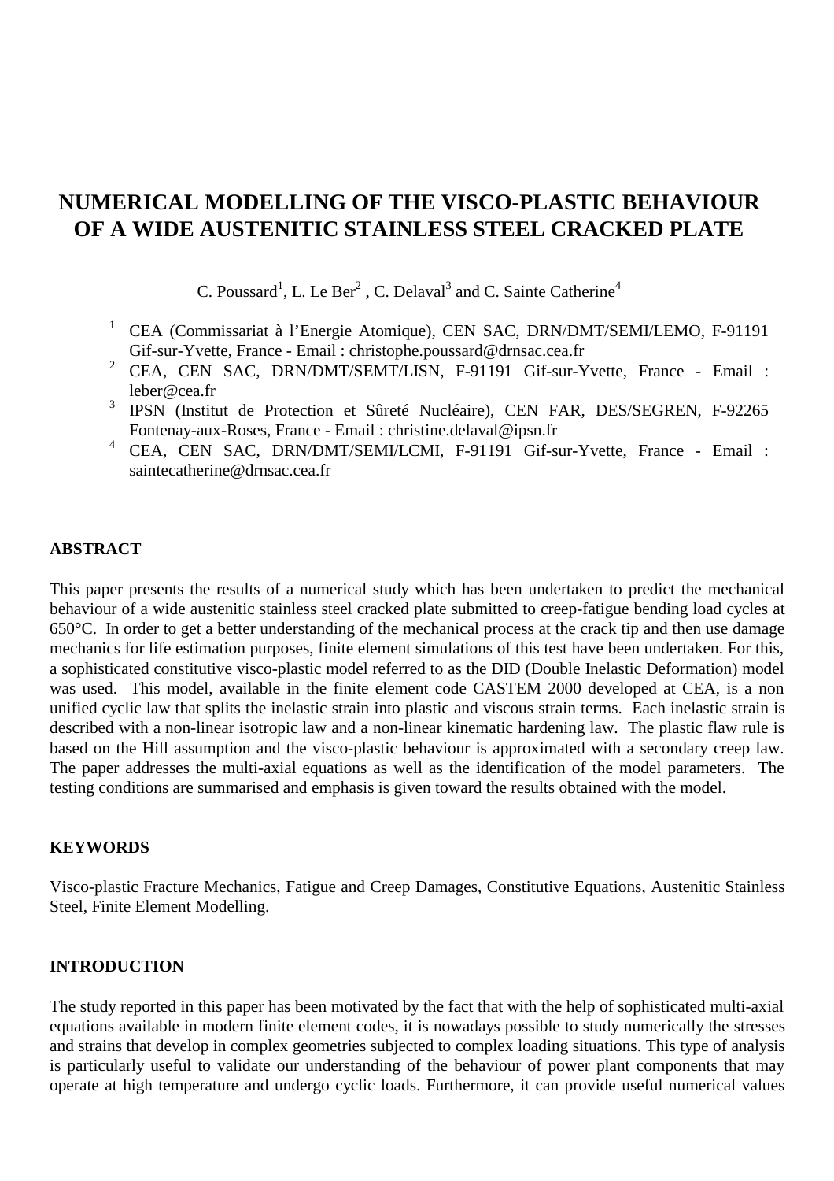# NUMERICAL MODELLING OF THE VISCO-PLASTIC BEHAVIOUR OF A WIDE AUSTENITIC STAINLESS STEEL CRACKED PLATE

C. Poussard[1], L. Le Ber[2] , C. Delaval[3] and C. Sainte Catherine[4]

[1] CEA (Commissariat à l'Energie Atomique), CEN SAC, DRN/DMT/SEMI/LEMO, F-91191 Gif-sur-Yvette, France - Email : christophe.poussard@drnsac.cea.fr
[2] CEA, CEN SAC, DRN/DMT/SEMT/LISN, F-91191 Gif-sur-Yvette, France - Email : leber@cea.fr
[3] IPSN (Institut de Protection et Sûreté Nucléaire), CEN FAR, DES/SEGREN, F-92265 Fontenay-aux-Roses, France - Email : christine.delaval@ipsn.fr
[4] CEA, CEN SAC, DRN/DMT/SEMI/LCMI, F-91191 Gif-sur-Yvette, France - Email : saintecatherine@drnsac.cea.fr

## ABSTRACT

This paper presents the results of a numerical study which has been undertaken to predict the mechanical behaviour of a wide austenitic stainless steel cracked plate submitted to creep-fatigue bending load cycles at 650°C. In order to get a better understanding of the mechanical process at the crack tip and then use damage mechanics for life estimation purposes, finite element simulations of this test have been undertaken. For this, a sophisticated constitutive visco-plastic model referred to as the DID (Double Inelastic Deformation) model was used. This model, available in the finite element code CASTEM 2000 developed at CEA, is a non unified cyclic law that splits the inelastic strain into plastic and viscous strain terms. Each inelastic strain is described with a non-linear isotropic law and a non-linear kinematic hardening law. The plastic flaw rule is based on the Hill assumption and the visco-plastic behaviour is approximated with a secondary creep law. The paper addresses the multi-axial equations as well as the identification of the model parameters. The testing conditions are summarised and emphasis is given toward the results obtained with the model.

## KEYWORDS

Visco-plastic Fracture Mechanics, Fatigue and Creep Damages, Constitutive Equations, Austenitic Stainless Steel, Finite Element Modelling.

## INTRODUCTION

The study reported in this paper has been motivated by the fact that with the help of sophisticated multi-axial equations available in modern finite element codes, it is nowadays possible to study numerically the stresses and strains that develop in complex geometries subjected to complex loading situations. This type of analysis is particularly useful to validate our understanding of the behaviour of power plant components that may operate at high temperature and undergo cyclic loads. Furthermore, it can provide useful numerical values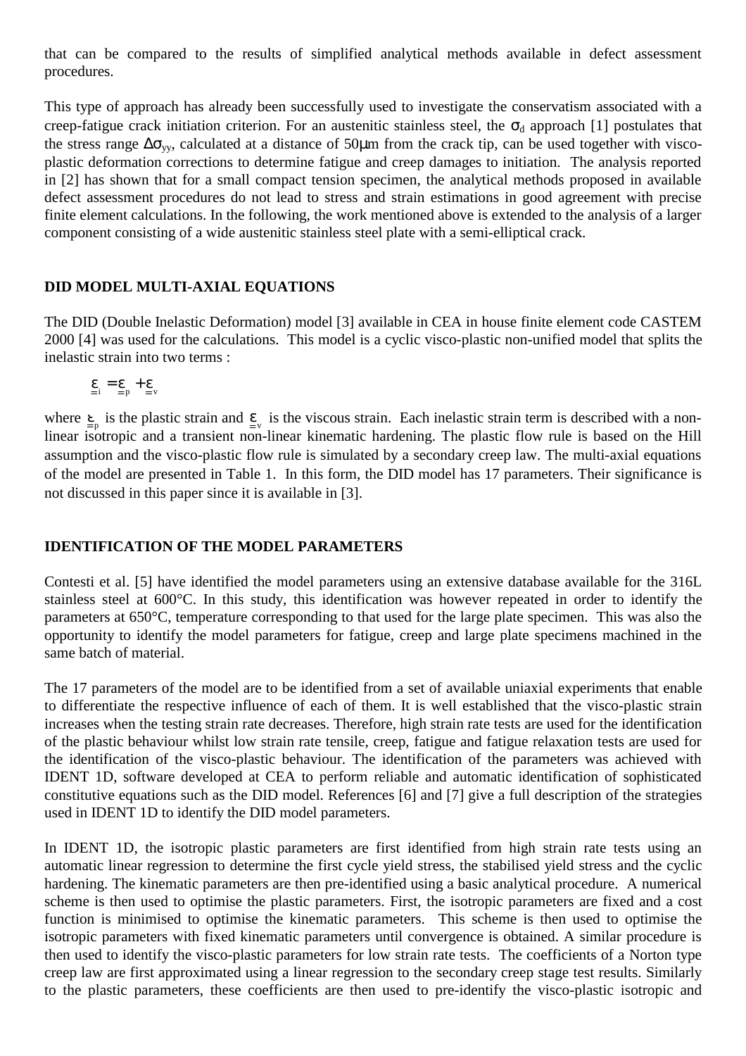that can be compared to the results of simplified analytical methods available in defect assessment procedures.

This type of approach has already been successfully used to investigate the conservatism associated with a creep-fatigue crack initiation criterion. For an austenitic stainless steel, the $\sigma_d$ approach [1] postulates that the stress range $\Delta\sigma_{yy}$, calculated at a distance of 50μm from the crack tip, can be used together with visco-plastic deformation corrections to determine fatigue and creep damages to initiation. The analysis reported in [2] has shown that for a small compact tension specimen, the analytical methods proposed in available defect assessment procedures do not lead to stress and strain estimations in good agreement with precise finite element calculations. In the following, the work mentioned above is extended to the analysis of a larger component consisting of a wide austenitic stainless steel plate with a semi-elliptical crack.

## DID MODEL MULTI-AXIAL EQUATIONS

The DID (Double Inelastic Deformation) model [3] available in CEA in house finite element code CASTEM 2000 [4] was used for the calculations. This model is a cyclic visco-plastic non-unified model that splits the inelastic strain into two terms :

$$\underline{\underline{\varepsilon}}_i = \underline{\underline{\varepsilon}}_p + \underline{\underline{\varepsilon}}_v$$

where $\underline{\underline{\varepsilon}}_p$ is the plastic strain and $\underline{\underline{\varepsilon}}_v$ is the viscous strain. Each inelastic strain term is described with a non-linear isotropic and a transient non-linear kinematic hardening. The plastic flow rule is based on the Hill assumption and the visco-plastic flow rule is simulated by a secondary creep law. The multi-axial equations of the model are presented in Table 1. In this form, the DID model has 17 parameters. Their significance is not discussed in this paper since it is available in [3].

## IDENTIFICATION OF THE MODEL PARAMETERS

Contesti et al. [5] have identified the model parameters using an extensive database available for the 316L stainless steel at 600°C. In this study, this identification was however repeated in order to identify the parameters at 650°C, temperature corresponding to that used for the large plate specimen. This was also the opportunity to identify the model parameters for fatigue, creep and large plate specimens machined in the same batch of material.

The 17 parameters of the model are to be identified from a set of available uniaxial experiments that enable to differentiate the respective influence of each of them. It is well established that the visco-plastic strain increases when the testing strain rate decreases. Therefore, high strain rate tests are used for the identification of the plastic behaviour whilst low strain rate tensile, creep, fatigue and fatigue relaxation tests are used for the identification of the visco-plastic behaviour. The identification of the parameters was achieved with IDENT 1D, software developed at CEA to perform reliable and automatic identification of sophisticated constitutive equations such as the DID model. References [6] and [7] give a full description of the strategies used in IDENT 1D to identify the DID model parameters.

In IDENT 1D, the isotropic plastic parameters are first identified from high strain rate tests using an automatic linear regression to determine the first cycle yield stress, the stabilised yield stress and the cyclic hardening. The kinematic parameters are then pre-identified using a basic analytical procedure. A numerical scheme is then used to optimise the plastic parameters. First, the isotropic parameters are fixed and a cost function is minimised to optimise the kinematic parameters. This scheme is then used to optimise the isotropic parameters with fixed kinematic parameters until convergence is obtained. A similar procedure is then used to identify the visco-plastic parameters for low strain rate tests. The coefficients of a Norton type creep law are first approximated using a linear regression to the secondary creep stage test results. Similarly to the plastic parameters, these coefficients are then used to pre-identify the visco-plastic isotropic and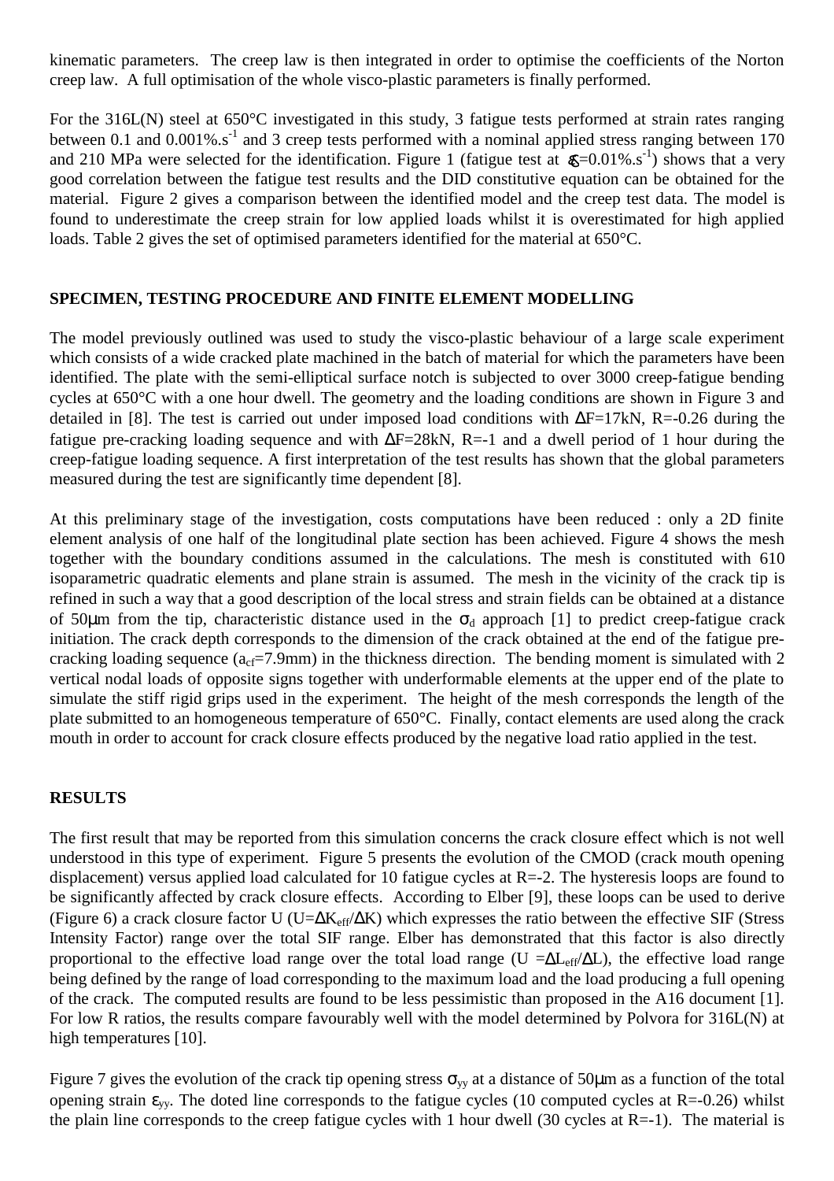kinematic parameters. The creep law is then integrated in order to optimise the coefficients of the Norton creep law. A full optimisation of the whole visco-plastic parameters is finally performed.

For the 316L(N) steel at 650°C investigated in this study, 3 fatigue tests performed at strain rates ranging between 0.1 and 0.001%.$s^{-1}$ and 3 creep tests performed with a nominal applied stress ranging between 170 and 210 MPa were selected for the identification. Figure 1 (fatigue test at $\dot{\varepsilon}$=0.01%.$s^{-1}$) shows that a very good correlation between the fatigue test results and the DID constitutive equation can be obtained for the material. Figure 2 gives a comparison between the identified model and the creep test data. The model is found to underestimate the creep strain for low applied loads whilst it is overestimated for high applied loads. Table 2 gives the set of optimised parameters identified for the material at 650°C.

## SPECIMEN, TESTING PROCEDURE AND FINITE ELEMENT MODELLING

The model previously outlined was used to study the visco-plastic behaviour of a large scale experiment which consists of a wide cracked plate machined in the batch of material for which the parameters have been identified. The plate with the semi-elliptical surface notch is subjected to over 3000 creep-fatigue bending cycles at 650°C with a one hour dwell. The geometry and the loading conditions are shown in Figure 3 and detailed in [8]. The test is carried out under imposed load conditions with $\Delta F$=17kN, R=-0.26 during the fatigue pre-cracking loading sequence and with $\Delta F$=28kN, R=-1 and a dwell period of 1 hour during the creep-fatigue loading sequence. A first interpretation of the test results has shown that the global parameters measured during the test are significantly time dependent [8].

At this preliminary stage of the investigation, costs computations have been reduced : only a 2D finite element analysis of one half of the longitudinal plate section has been achieved. Figure 4 shows the mesh together with the boundary conditions assumed in the calculations. The mesh is constituted with 610 isoparametric quadratic elements and plane strain is assumed. The mesh in the vicinity of the crack tip is refined in such a way that a good description of the local stress and strain fields can be obtained at a distance of 50μm from the tip, characteristic distance used in the $\sigma_d$ approach [1] to predict creep-fatigue crack initiation. The crack depth corresponds to the dimension of the crack obtained at the end of the fatigue pre-cracking loading sequence ($a_{cf}$=7.9mm) in the thickness direction. The bending moment is simulated with 2 vertical nodal loads of opposite signs together with underformable elements at the upper end of the plate to simulate the stiff rigid grips used in the experiment. The height of the mesh corresponds the length of the plate submitted to an homogeneous temperature of 650°C. Finally, contact elements are used along the crack mouth in order to account for crack closure effects produced by the negative load ratio applied in the test.

## RESULTS

The first result that may be reported from this simulation concerns the crack closure effect which is not well understood in this type of experiment. Figure 5 presents the evolution of the CMOD (crack mouth opening displacement) versus applied load calculated for 10 fatigue cycles at R=-2. The hysteresis loops are found to be significantly affected by crack closure effects. According to Elber [9], these loops can be used to derive (Figure 6) a crack closure factor U ($U=\Delta K_{eff}/\Delta K$) which expresses the ratio between the effective SIF (Stress Intensity Factor) range over the total SIF range. Elber has demonstrated that this factor is also directly proportional to the effective load range over the total load range ($U=\Delta L_{eff}/\Delta L$), the effective load range being defined by the range of load corresponding to the maximum load and the load producing a full opening of the crack. The computed results are found to be less pessimistic than proposed in the A16 document [1]. For low R ratios, the results compare favourably well with the model determined by Polvora for 316L(N) at high temperatures [10].

Figure 7 gives the evolution of the crack tip opening stress $\sigma_{yy}$ at a distance of 50μm as a function of the total opening strain $\varepsilon_{yy}$. The doted line corresponds to the fatigue cycles (10 computed cycles at R=-0.26) whilst the plain line corresponds to the creep fatigue cycles with 1 hour dwell (30 cycles at R=-1). The material is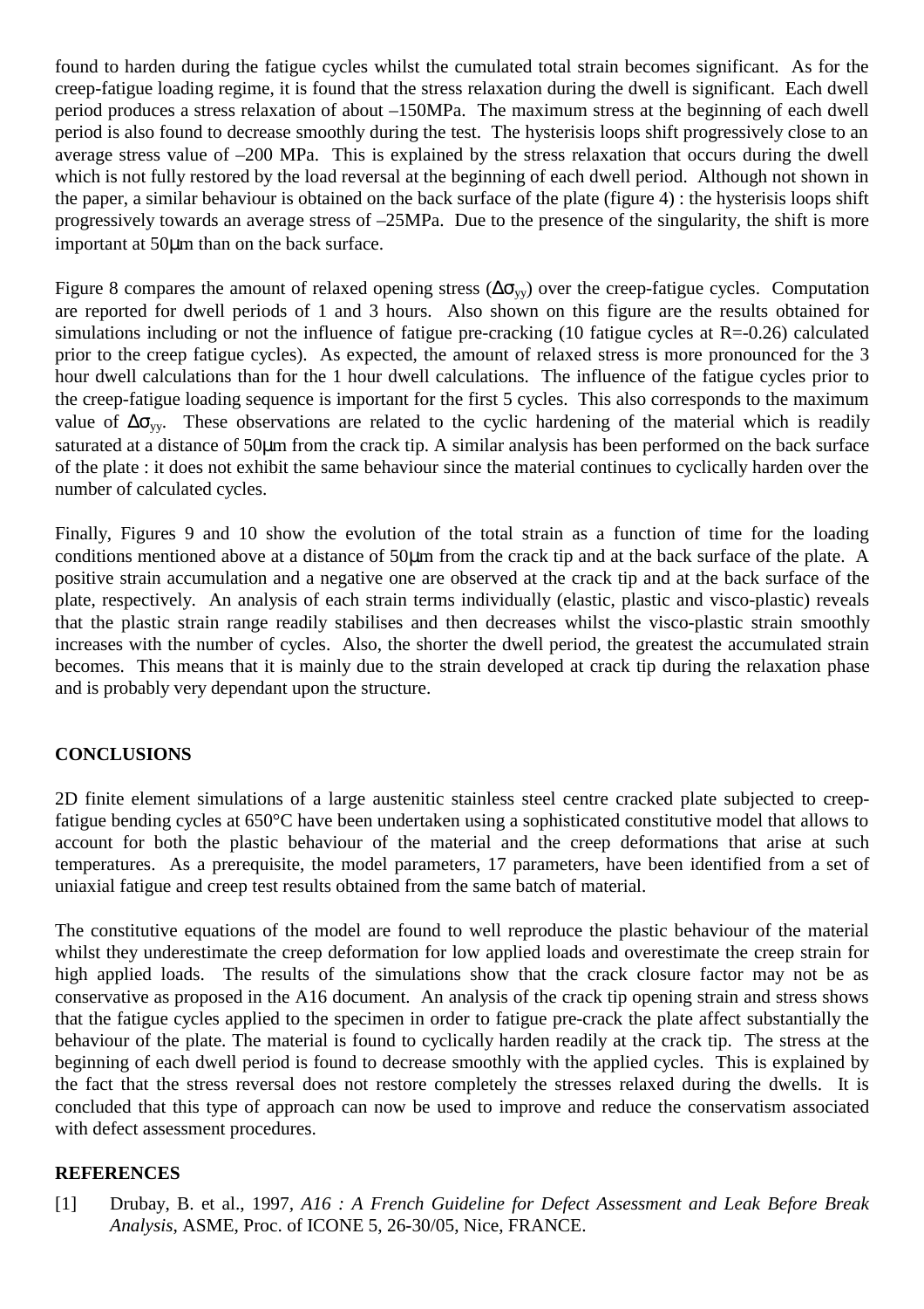found to harden during the fatigue cycles whilst the cumulated total strain becomes significant. As for the creep-fatigue loading regime, it is found that the stress relaxation during the dwell is significant. Each dwell period produces a stress relaxation of about –150MPa. The maximum stress at the beginning of each dwell period is also found to decrease smoothly during the test. The hysterisis loops shift progressively close to an average stress value of –200 MPa. This is explained by the stress relaxation that occurs during the dwell which is not fully restored by the load reversal at the beginning of each dwell period. Although not shown in the paper, a similar behaviour is obtained on the back surface of the plate (figure 4) : the hysterisis loops shift progressively towards an average stress of –25MPa. Due to the presence of the singularity, the shift is more important at 50μm than on the back surface.

Figure 8 compares the amount of relaxed opening stress ($\Delta\sigma_{yy}$) over the creep-fatigue cycles. Computation are reported for dwell periods of 1 and 3 hours. Also shown on this figure are the results obtained for simulations including or not the influence of fatigue pre-cracking (10 fatigue cycles at R=-0.26) calculated prior to the creep fatigue cycles). As expected, the amount of relaxed stress is more pronounced for the 3 hour dwell calculations than for the 1 hour dwell calculations. The influence of the fatigue cycles prior to the creep-fatigue loading sequence is important for the first 5 cycles. This also corresponds to the maximum value of $\Delta\sigma_{yy}$. These observations are related to the cyclic hardening of the material which is readily saturated at a distance of 50μm from the crack tip. A similar analysis has been performed on the back surface of the plate : it does not exhibit the same behaviour since the material continues to cyclically harden over the number of calculated cycles.

Finally, Figures 9 and 10 show the evolution of the total strain as a function of time for the loading conditions mentioned above at a distance of 50μm from the crack tip and at the back surface of the plate. A positive strain accumulation and a negative one are observed at the crack tip and at the back surface of the plate, respectively. An analysis of each strain terms individually (elastic, plastic and visco-plastic) reveals that the plastic strain range readily stabilises and then decreases whilst the visco-plastic strain smoothly increases with the number of cycles. Also, the shorter the dwell period, the greatest the accumulated strain becomes. This means that it is mainly due to the strain developed at crack tip during the relaxation phase and is probably very dependant upon the structure.

## CONCLUSIONS

2D finite element simulations of a large austenitic stainless steel centre cracked plate subjected to creep-fatigue bending cycles at 650°C have been undertaken using a sophisticated constitutive model that allows to account for both the plastic behaviour of the material and the creep deformations that arise at such temperatures. As a prerequisite, the model parameters, 17 parameters, have been identified from a set of uniaxial fatigue and creep test results obtained from the same batch of material.

The constitutive equations of the model are found to well reproduce the plastic behaviour of the material whilst they underestimate the creep deformation for low applied loads and overestimate the creep strain for high applied loads. The results of the simulations show that the crack closure factor may not be as conservative as proposed in the A16 document. An analysis of the crack tip opening strain and stress shows that the fatigue cycles applied to the specimen in order to fatigue pre-crack the plate affect substantially the behaviour of the plate. The material is found to cyclically harden readily at the crack tip. The stress at the beginning of each dwell period is found to decrease smoothly with the applied cycles. This is explained by the fact that the stress reversal does not restore completely the stresses relaxed during the dwells. It is concluded that this type of approach can now be used to improve and reduce the conservatism associated with defect assessment procedures.

## REFERENCES

[1] Drubay, B. et al., 1997, *A16 : A French Guideline for Defect Assessment and Leak Before Break Analysis*, ASME, Proc. of ICONE 5, 26-30/05, Nice, FRANCE.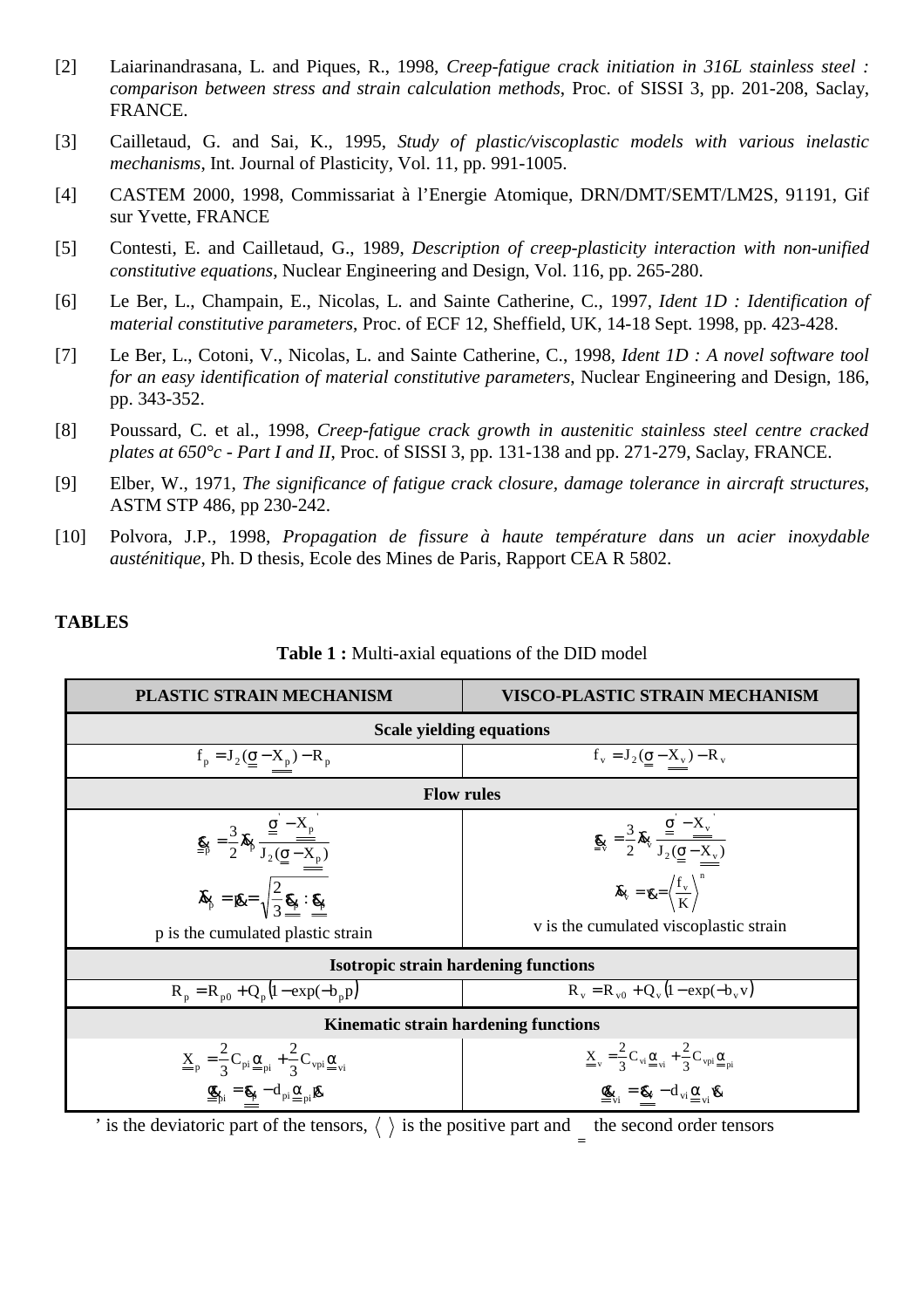[2] Laiarinandrasana, L. and Piques, R., 1998, *Creep-fatigue crack initiation in 316L stainless steel : comparison between stress and strain calculation methods*, Proc. of SISSI 3, pp. 201-208, Saclay, FRANCE.

[3] Cailletaud, G. and Sai, K., 1995, *Study of plastic/viscoplastic models with various inelastic mechanisms*, Int. Journal of Plasticity, Vol. 11, pp. 991-1005.

[4] CASTEM 2000, 1998, Commissariat à l'Energie Atomique, DRN/DMT/SEMT/LM2S, 91191, Gif sur Yvette, FRANCE

[5] Contesti, E. and Cailletaud, G., 1989, *Description of creep-plasticity interaction with non-unified constitutive equations*, Nuclear Engineering and Design, Vol. 116, pp. 265-280.

[6] Le Ber, L., Champain, E., Nicolas, L. and Sainte Catherine, C., 1997, *Ident 1D : Identification of material constitutive parameters*, Proc. of ECF 12, Sheffield, UK, 14-18 Sept. 1998, pp. 423-428.

[7] Le Ber, L., Cotoni, V., Nicolas, L. and Sainte Catherine, C., 1998, *Ident 1D : A novel software tool for an easy identification of material constitutive parameters*, Nuclear Engineering and Design, 186, pp. 343-352.

[8] Poussard, C. et al., 1998, *Creep-fatigue crack growth in austenitic stainless steel centre cracked plates at 650°c - Part I and II*, Proc. of SISSI 3, pp. 131-138 and pp. 271-279, Saclay, FRANCE.

[9] Elber, W., 1971, *The significance of fatigue crack closure, damage tolerance in aircraft structures*, ASTM STP 486, pp 230-242.

[10] Polvora, J.P., 1998, *Propagation de fissure à haute température dans un acier inoxydable austénitique*, Ph. D thesis, Ecole des Mines de Paris, Rapport CEA R 5802.

## TABLES

**Table 1 :** Multi-axial equations of the DID model

| PLASTIC STRAIN MECHANISM | VISCO-PLASTIC STRAIN MECHANISM |
|---|---|
| **Scale yielding equations** | |
| $f_p = J_2(\underline{\underline{\sigma}} - \underline{\underline{X}}_p) - R_p$ | $f_v = J_2(\underline{\underline{\sigma}} - \underline{\underline{X}}_v) - R_v$ |
| **Flow rules** | |
| $\dot{\underline{\underline{\varepsilon}}}_p = \frac{3}{2}\dot{\lambda}_p \frac{\underline{\underline{\sigma}}' - \underline{\underline{X}}_p'}{J_2(\underline{\underline{\sigma}} - \underline{\underline{X}}_p)}$ <br> $\dot{\lambda}_p = \dot{p} = \sqrt{\frac{2}{3}\dot{\underline{\underline{\varepsilon}}}_p : \dot{\underline{\underline{\varepsilon}}}_p}$ <br> p is the cumulated plastic strain | $\dot{\underline{\underline{\varepsilon}}}_v = \frac{3}{2}\dot{\lambda}_v \frac{\underline{\underline{\sigma}}' - \underline{\underline{X}}_v'}{J_2(\underline{\underline{\sigma}} - \underline{\underline{X}}_v)}$ <br> $\dot{\lambda}_v = \dot{v} = \left\langle \frac{f_v}{K} \right\rangle^n$ <br> v is the cumulated viscoplastic strain |
| **Isotropic strain hardening functions** | |
| $R_p = R_{p0} + Q_p\left(1 - \exp(-b_p p)\right)$ | $R_v = R_{v0} + Q_v\left(1 - \exp(-b_v v)\right)$ |
| **Kinematic strain hardening functions** | |
| $\underline{\underline{X}}_p = \frac{2}{3}C_{pi}\underline{\underline{\alpha}}_{pi} + \frac{2}{3}C_{vpi}\underline{\underline{\alpha}}_{vi}$ <br> $\dot{\underline{\underline{\alpha}}}_{pi} = \dot{\underline{\underline{\varepsilon}}}_p - d_{pi}\underline{\underline{\alpha}}_{pi}\dot{p}$ | $\underline{\underline{X}}_v = \frac{2}{3}C_{vi}\underline{\underline{\alpha}}_{vi} + \frac{2}{3}C_{vpi}\underline{\underline{\alpha}}_{pi}$ <br> $\dot{\underline{\underline{\alpha}}}_{vi} = \dot{\underline{\underline{\varepsilon}}}_v - d_{vi}\underline{\underline{\alpha}}_{vi}\dot{v}$ |

' is the deviatoric part of the tensors, $\langle\ \rangle$ is the positive part and $\underline{\underline{\ }}$ the second order tensors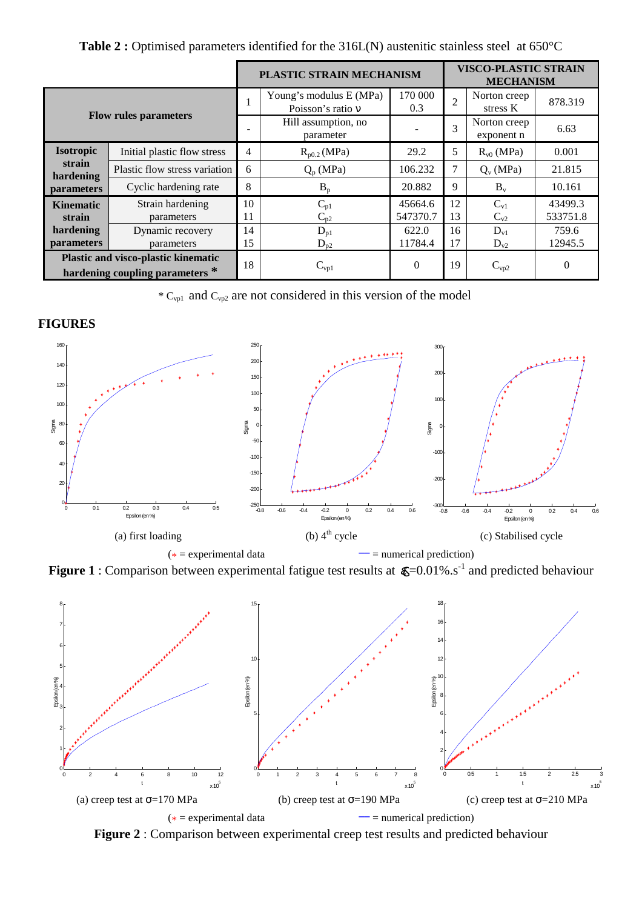**Table 2 :** Optimised parameters identified for the 316L(N) austenitic stainless steel at 650°C

| | | PLASTIC STRAIN MECHANISM | | | VISCO-PLASTIC STRAIN MECHANISM | | |
|---|---|---|---|---|---|---|---|
| **Flow rules parameters** | | 1 | Young's modulus E (MPa) Poisson's ratio ν | 170 000 0.3 | 2 | Norton creep stress K | 878.319 |
| | | - | Hill assumption, no parameter | - | 3 | Norton creep exponent n | 6.63 |
| **Isotropic strain hardening parameters** | Initial plastic flow stress | 4 | $R_{p0.2}$ (MPa) | 29.2 | 5 | $R_{v0}$ (MPa) | 0.001 |
| | Plastic flow stress variation | 6 | $Q_p$ (MPa) | 106.232 | 7 | $Q_v$ (MPa) | 21.815 |
| | Cyclic hardening rate | 8 | $B_p$ | 20.882 | 9 | $B_v$ | 10.161 |
| **Kinematic strain hardening parameters** | Strain hardening parameters | 10<br>11 | $C_{p1}$<br>$C_{p2}$ | 45664.6<br>547370.7 | 12<br>13 | $C_{v1}$<br>$C_{v2}$ | 43499.3<br>533751.8 |
| | Dynamic recovery parameters | 14<br>15 | $D_{p1}$<br>$D_{p2}$ | 622.0<br>11784.4 | 16<br>17 | $D_{v1}$<br>$D_{v2}$ | 759.6<br>12945.5 |
| **Plastic and visco-plastic kinematic hardening coupling parameters** * | | 18 | $C_{vp1}$ | 0 | 19 | $C_{vp2}$ | 0 |

* $C_{vp1}$ and $C_{vp2}$ are not considered in this version of the model

## FIGURES

(a) first loading (b) 4th cycle (c) Stabilised cycle

(* = experimental data — = numerical prediction)

**Figure 1** : Comparison between experimental fatigue test results at $\dot{\varepsilon}$=0.01%.s$^{-1}$ and predicted behaviour

(a) creep test at σ=170 MPa (b) creep test at σ=190 MPa (c) creep test at σ=210 MPa

(* = experimental data — = numerical prediction)

**Figure 2** : Comparison between experimental creep test results and predicted behaviour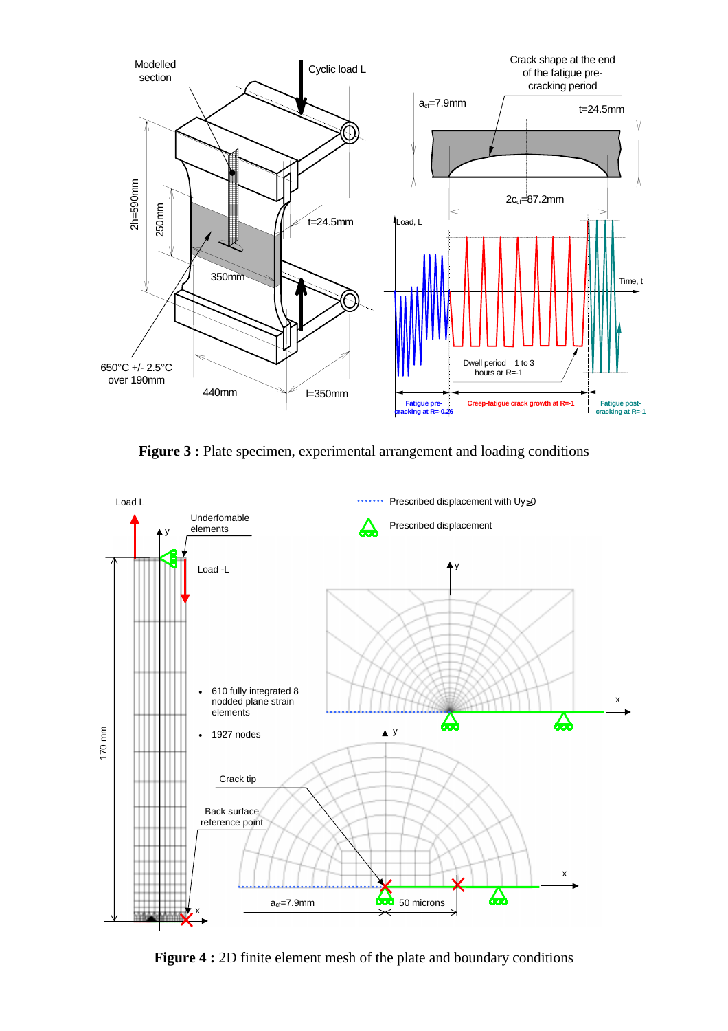**Figure 3 :** Plate specimen, experimental arrangement and loading conditions

**Figure 4 :** 2D finite element mesh of the plate and boundary conditions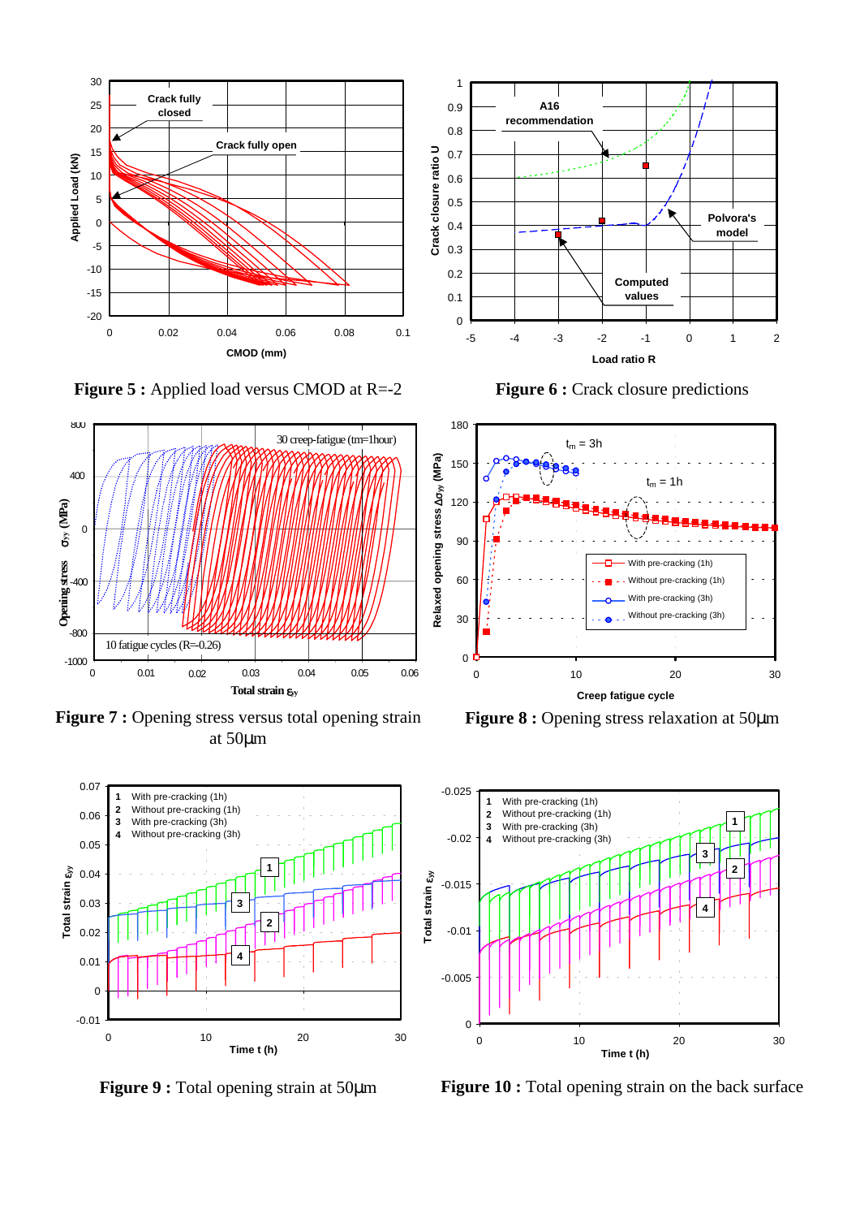Crack fully closed

Crack fully open

Applied Load (kN)

CMOD (mm)

**Figure 5 :** Applied load versus CMOD at R=-2

A16 recommendation

Polvora's model

Computed values

Crack closure ratio U

Load ratio R

**Figure 6 :** Crack closure predictions

30 creep-fatigue (tm=1hour)

10 fatigue cycles (R=-0.26)

Opening stress $\sigma_{yy}$ (MPa)

Total strain $\varepsilon_{yy}$

**Figure 7 :** Opening stress versus total opening strain at 50µm

$t_m$ = 3h

$t_m$ = 1h

With pre-cracking (1h)

Without pre-cracking (1h)

With pre-cracking (3h)

Without pre-cracking (3h)

Relaxed opening stress $\Delta\sigma_{yy}$ (MPa)

Creep fatigue cycle

**Figure 8 :** Opening stress relaxation at 50µm

1 With pre-cracking (1h)
2 Without pre-cracking (1h)
3 With pre-cracking (3h)
4 Without pre-cracking (3h)

Total strain $\varepsilon_{yy}$

Time t (h)

**Figure 9 :** Total opening strain at 50µm

1 With pre-cracking (1h)
2 Without pre-cracking (1h)
3 With pre-cracking (3h)
4 Without pre-cracking (3h)

Total strain $\varepsilon_{yy}$

Time t (h)

**Figure 10 :** Total opening strain on the back surface